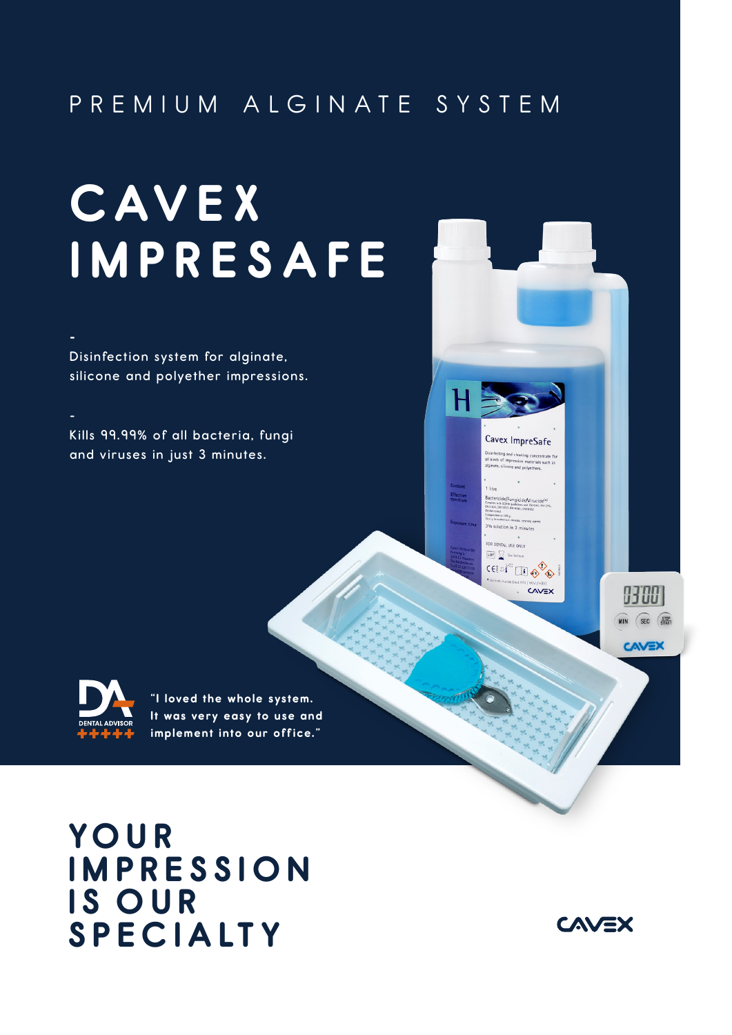PREMIUM ALGINATE SYSTEM

# CAVEX IMPRESAFE

-

Disinfection system for alginate, silicone and polyether impressions.

-

Kills 99.99% of all bacteria, fungi and viruses in just 3 minutes.

"I loved the whole system. It was very easy to use and implement into our office."

## YOUR IMPRESSION IS OUR SPECIALTY

CAVEX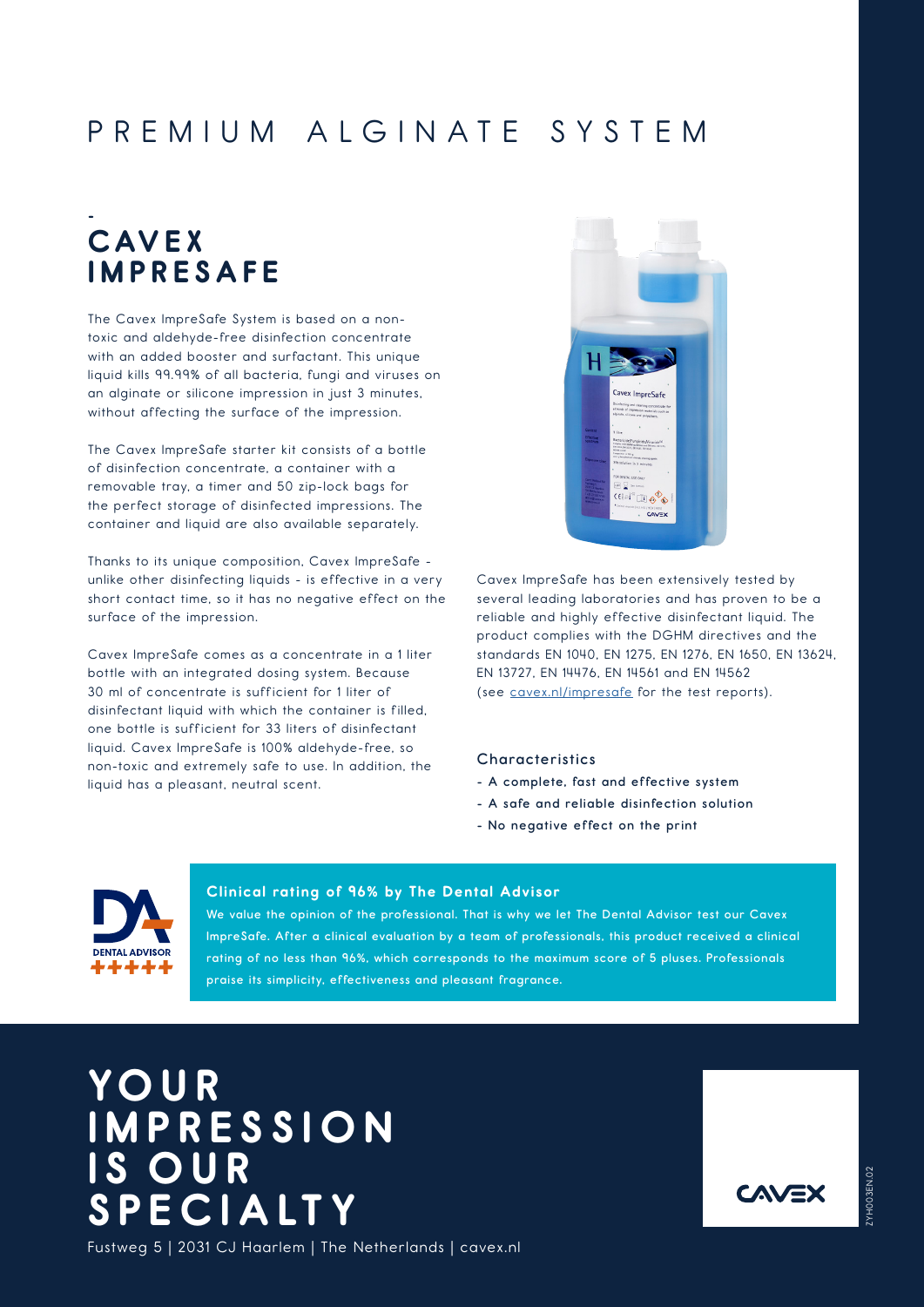# PREMIUM ALGINATE SYSTEM

## CAVEX IMPRESAFE

The Cavex ImpreSafe System is based on a non-toxic and aldehyde-free disinfection concentrate with an added booster and surfactant. This unique liquid kills 99.99% of all bacteria, fungi and viruses on an alginate or silicone impression in just 3 minutes, without affecting the surface of the impression.

The Cavex ImpreSafe starter kit consists of a bottle of disinfection concentrate, a container with a removable tray, a timer and 50 zip-lock bags for the perfect storage of disinfected impressions. The container and liquid are also available separately.

Thanks to its unique composition, Cavex ImpreSafe - unlike other disinfecting liquids - is effective in a very short contact time, so it has no negative effect on the surface of the impression.

Cavex ImpreSafe comes as a concentrate in a 1 liter bottle with an integrated dosing system. Because 30 ml of concentrate is sufficient for 1 liter of disinfectant liquid with which the container is filled, one bottle is sufficient for 33 liters of disinfectant liquid. Cavex ImpreSafe is 100% aldehyde-free, so non-toxic and extremely safe to use. In addition, the liquid has a pleasant, neutral scent.

Cavex ImpreSafe has been extensively tested by several leading laboratories and has proven to be a reliable and highly effective disinfectant liquid. The product complies with the DGHM directives and the standards EN 1040, EN 1275, EN 1276, EN 1650, EN 13624, EN 13727, EN 14476, EN 14561 and EN 14562 (see cavex.nl/impresafe for the test reports).

### Characteristics

- **A complete, fast and effective system**
- **A safe and reliable disinfection solution**
- **No negative effect on the print**

### Clinical rating of 96% by The Dental Advisor

**We value the opinion of the professional. That is why we let The Dental Advisor test our Cavex ImpreSafe. After a clinical evaluation by a team of professionals, this product received a clinical rating of no less than 96%, which corresponds to the maximum score of 5 pluses. Professionals praise its simplicity, effectiveness and pleasant fragrance.**

# YOUR IMPRESSION IS OUR SPECIALTY

Fustweg 5 | 2031 CJ Haarlem | The Netherlands | cavex.nl

ZYH003EN.02